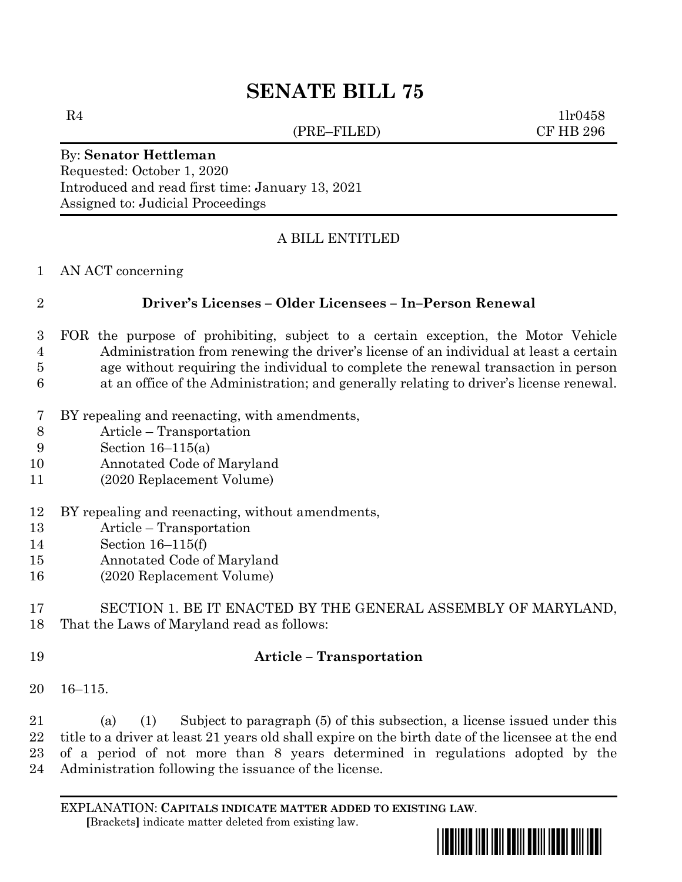# SENATE BILL 75

R4 1lr0458
(PRE–FILED) CF HB 296

By: **Senator Hettleman**
Requested: October 1, 2020
Introduced and read first time: January 13, 2021
Assigned to: Judicial Proceedings

A BILL ENTITLED

1 AN ACT concerning

2 **Driver's Licenses – Older Licensees – In–Person Renewal**

3 FOR the purpose of prohibiting, subject to a certain exception, the Motor Vehicle
4 Administration from renewing the driver's license of an individual at least a certain
5 age without requiring the individual to complete the renewal transaction in person
6 at an office of the Administration; and generally relating to driver's license renewal.

7 BY repealing and reenacting, with amendments,
8 Article – Transportation
9 Section 16–115(a)
10 Annotated Code of Maryland
11 (2020 Replacement Volume)

12 BY repealing and reenacting, without amendments,
13 Article – Transportation
14 Section 16–115(f)
15 Annotated Code of Maryland
16 (2020 Replacement Volume)

17 SECTION 1. BE IT ENACTED BY THE GENERAL ASSEMBLY OF MARYLAND,
18 That the Laws of Maryland read as follows:

19 **Article – Transportation**

20 16–115.

21 (a) (1) Subject to paragraph (5) of this subsection, a license issued under this
22 title to a driver at least 21 years old shall expire on the birth date of the licensee at the end
23 of a period of not more than 8 years determined in regulations adopted by the
24 Administration following the issuance of the license.

EXPLANATION: **CAPITALS INDICATE MATTER ADDED TO EXISTING LAW**.
**[**Brackets**]** indicate matter deleted from existing law.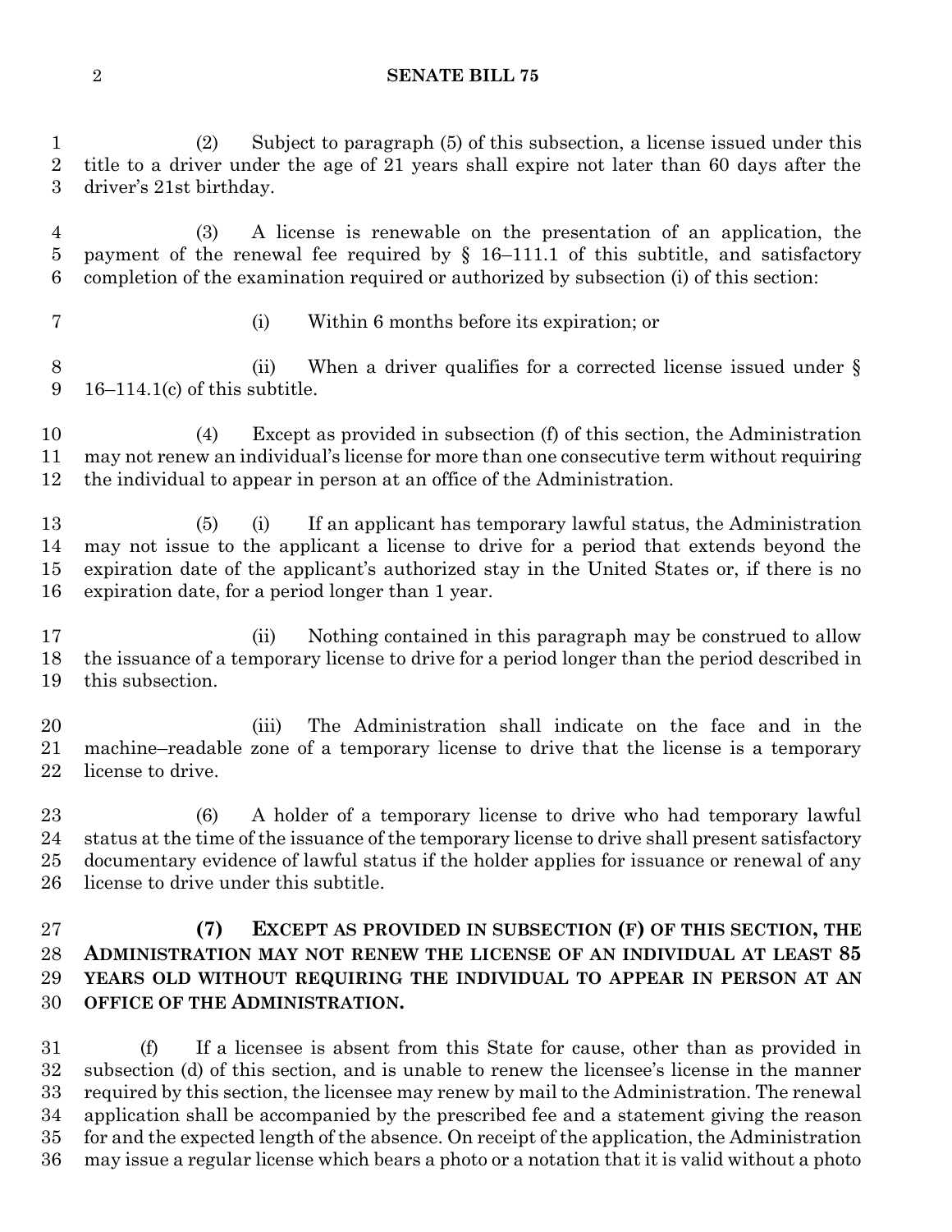(2) Subject to paragraph (5) of this subsection, a license issued under this title to a driver under the age of 21 years shall expire not later than 60 days after the driver's 21st birthday.

(3) A license is renewable on the presentation of an application, the payment of the renewal fee required by § 16–111.1 of this subtitle, and satisfactory completion of the examination required or authorized by subsection (i) of this section:

(i) Within 6 months before its expiration; or

(ii) When a driver qualifies for a corrected license issued under § 16–114.1(c) of this subtitle.

(4) Except as provided in subsection (f) of this section, the Administration may not renew an individual's license for more than one consecutive term without requiring the individual to appear in person at an office of the Administration.

(5) (i) If an applicant has temporary lawful status, the Administration may not issue to the applicant a license to drive for a period that extends beyond the expiration date of the applicant's authorized stay in the United States or, if there is no expiration date, for a period longer than 1 year.

(ii) Nothing contained in this paragraph may be construed to allow the issuance of a temporary license to drive for a period longer than the period described in this subsection.

(iii) The Administration shall indicate on the face and in the machine–readable zone of a temporary license to drive that the license is a temporary license to drive.

(6) A holder of a temporary license to drive who had temporary lawful status at the time of the issuance of the temporary license to drive shall present satisfactory documentary evidence of lawful status if the holder applies for issuance or renewal of any license to drive under this subtitle.

**(7) EXCEPT AS PROVIDED IN SUBSECTION (F) OF THIS SECTION, THE ADMINISTRATION MAY NOT RENEW THE LICENSE OF AN INDIVIDUAL AT LEAST 85 YEARS OLD WITHOUT REQUIRING THE INDIVIDUAL TO APPEAR IN PERSON AT AN OFFICE OF THE ADMINISTRATION.**

(f) If a licensee is absent from this State for cause, other than as provided in subsection (d) of this section, and is unable to renew the licensee's license in the manner required by this section, the licensee may renew by mail to the Administration. The renewal application shall be accompanied by the prescribed fee and a statement giving the reason for and the expected length of the absence. On receipt of the application, the Administration may issue a regular license which bears a photo or a notation that it is valid without a photo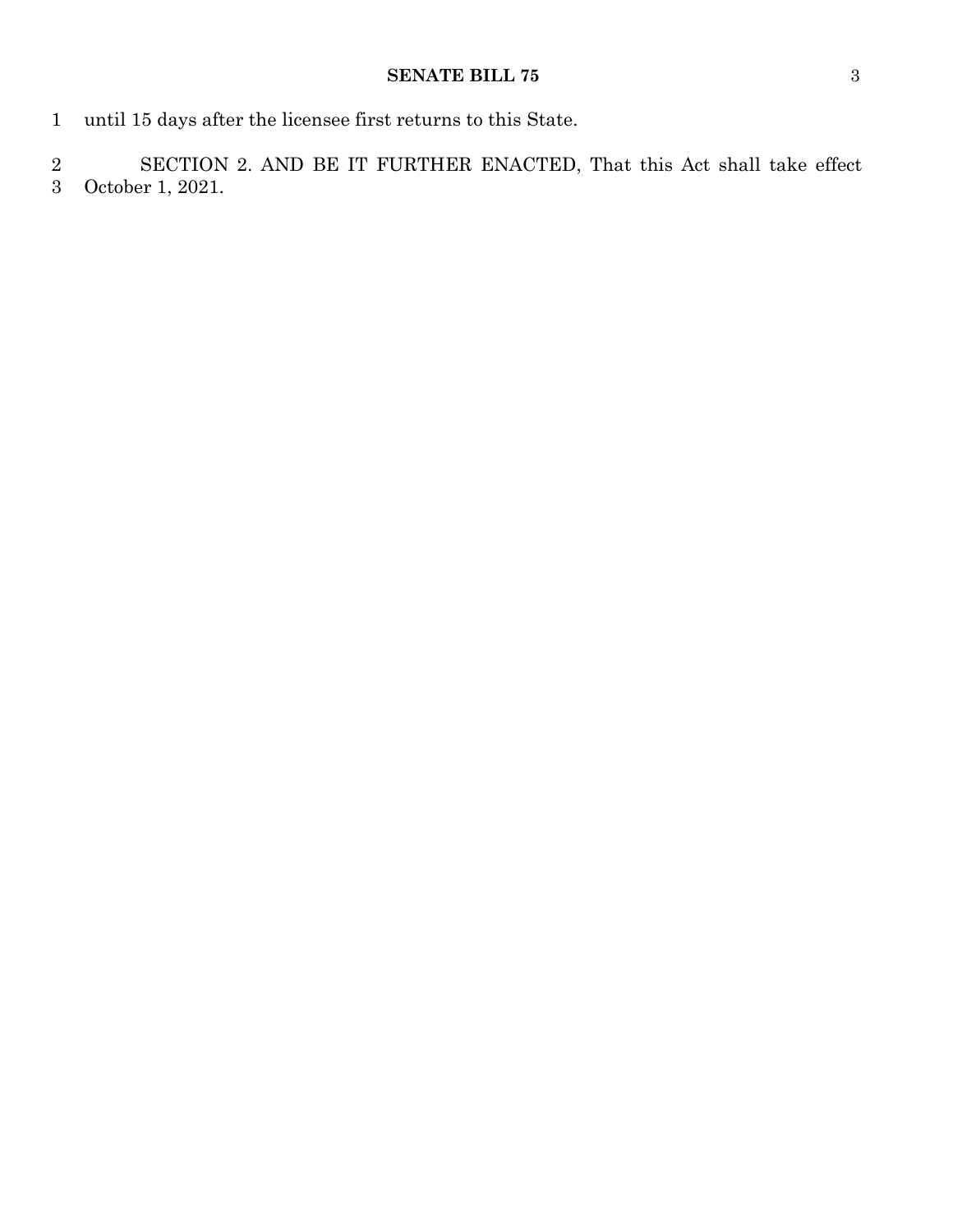until 15 days after the licensee first returns to this State.

SECTION 2. AND BE IT FURTHER ENACTED, That this Act shall take effect October 1, 2021.